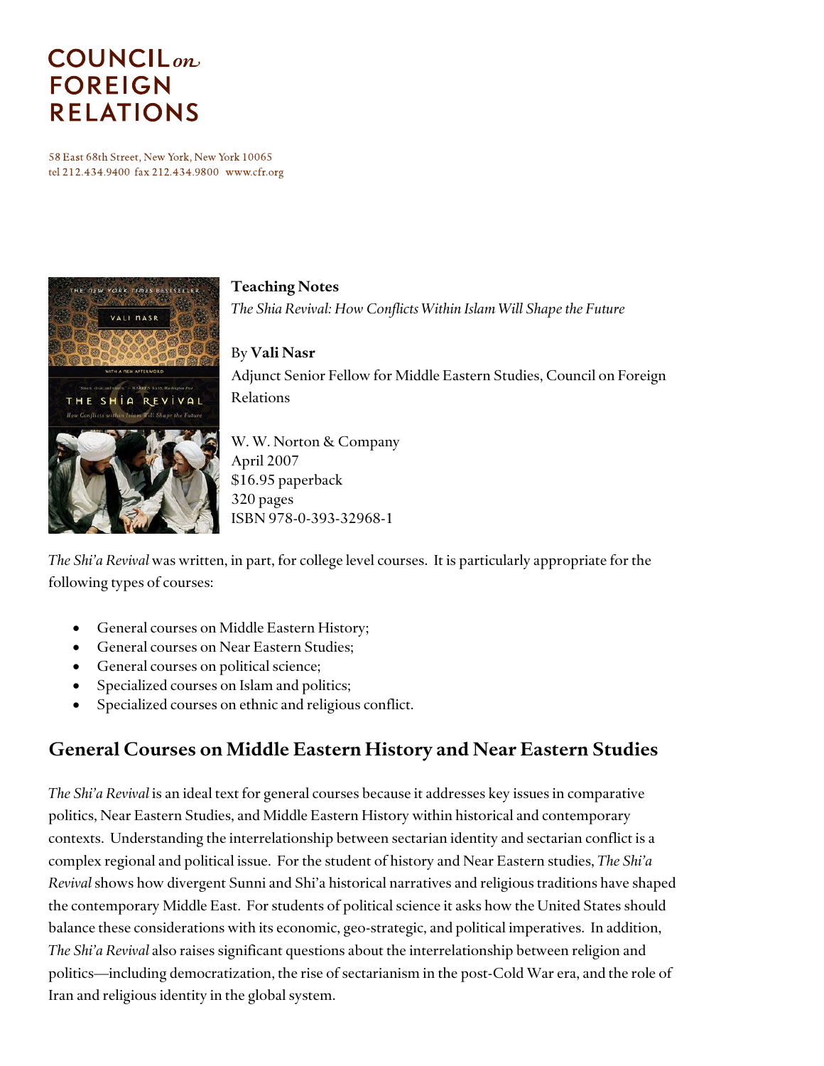# COUNCIL on FOREIGN RELATIONS

58 East 68th Street, New York, New York 10065
tel 212.434.9400 fax 212.434.9800 www.cfr.org

**Teaching Notes**
*The Shia Revival: How Conflicts Within Islam Will Shape the Future*

By **Vali Nasr**
Adjunct Senior Fellow for Middle Eastern Studies, Council on Foreign Relations

W. W. Norton & Company
April 2007
$16.95 paperback
320 pages
ISBN 978-0-393-32968-1

*The Shi'a Revival* was written, in part, for college level courses. It is particularly appropriate for the following types of courses:

- General courses on Middle Eastern History;
- General courses on Near Eastern Studies;
- General courses on political science;
- Specialized courses on Islam and politics;
- Specialized courses on ethnic and religious conflict.

## General Courses on Middle Eastern History and Near Eastern Studies

*The Shi'a Revival* is an ideal text for general courses because it addresses key issues in comparative politics, Near Eastern Studies, and Middle Eastern History within historical and contemporary contexts. Understanding the interrelationship between sectarian identity and sectarian conflict is a complex regional and political issue. For the student of history and Near Eastern studies, *The Shi'a Revival* shows how divergent Sunni and Shi'a historical narratives and religious traditions have shaped the contemporary Middle East. For students of political science it asks how the United States should balance these considerations with its economic, geo-strategic, and political imperatives. In addition, *The Shi'a Revival* also raises significant questions about the interrelationship between religion and politics—including democratization, the rise of sectarianism in the post-Cold War era, and the role of Iran and religious identity in the global system.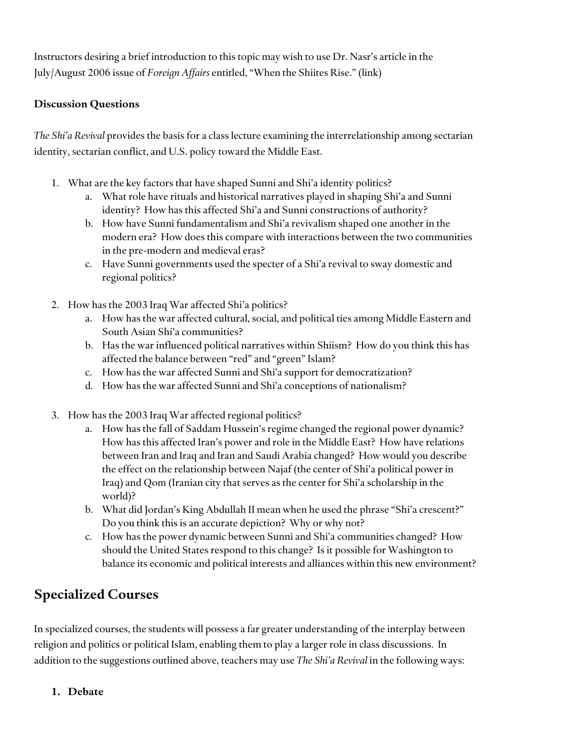Instructors desiring a brief introduction to this topic may wish to use Dr. Nasr's article in the July/August 2006 issue of *Foreign Affairs* entitled, "When the Shiites Rise." (link)

**Discussion Questions**

*The Shi'a Revival* provides the basis for a class lecture examining the interrelationship among sectarian identity, sectarian conflict, and U.S. policy toward the Middle East.

1. What are the key factors that have shaped Sunni and Shi'a identity politics?
   a. What role have rituals and historical narratives played in shaping Shi'a and Sunni identity? How has this affected Shi'a and Sunni constructions of authority?
   b. How have Sunni fundamentalism and Shi'a revivalism shaped one another in the modern era? How does this compare with interactions between the two communities in the pre-modern and medieval eras?
   c. Have Sunni governments used the specter of a Shi'a revival to sway domestic and regional politics?

2. How has the 2003 Iraq War affected Shi'a politics?
   a. How has the war affected cultural, social, and political ties among Middle Eastern and South Asian Shi'a communities?
   b. Has the war influenced political narratives within Shiism? How do you think this has affected the balance between "red" and "green" Islam?
   c. How has the war affected Sunni and Shi'a support for democratization?
   d. How has the war affected Sunni and Shi'a conceptions of nationalism?

3. How has the 2003 Iraq War affected regional politics?
   a. How has the fall of Saddam Hussein's regime changed the regional power dynamic? How has this affected Iran's power and role in the Middle East? How have relations between Iran and Iraq and Iran and Saudi Arabia changed? How would you describe the effect on the relationship between Najaf (the center of Shi'a political power in Iraq) and Qom (Iranian city that serves as the center for Shi'a scholarship in the world)?
   b. What did Jordan's King Abdullah II mean when he used the phrase "Shi'a crescent?" Do you think this is an accurate depiction? Why or why not?
   c. How has the power dynamic between Sunni and Shi'a communities changed? How should the United States respond to this change? Is it possible for Washington to balance its economic and political interests and alliances within this new environment?

## Specialized Courses

In specialized courses, the students will possess a far greater understanding of the interplay between religion and politics or political Islam, enabling them to play a larger role in class discussions. In addition to the suggestions outlined above, teachers may use *The Shi'a Revival* in the following ways:

1. **Debate**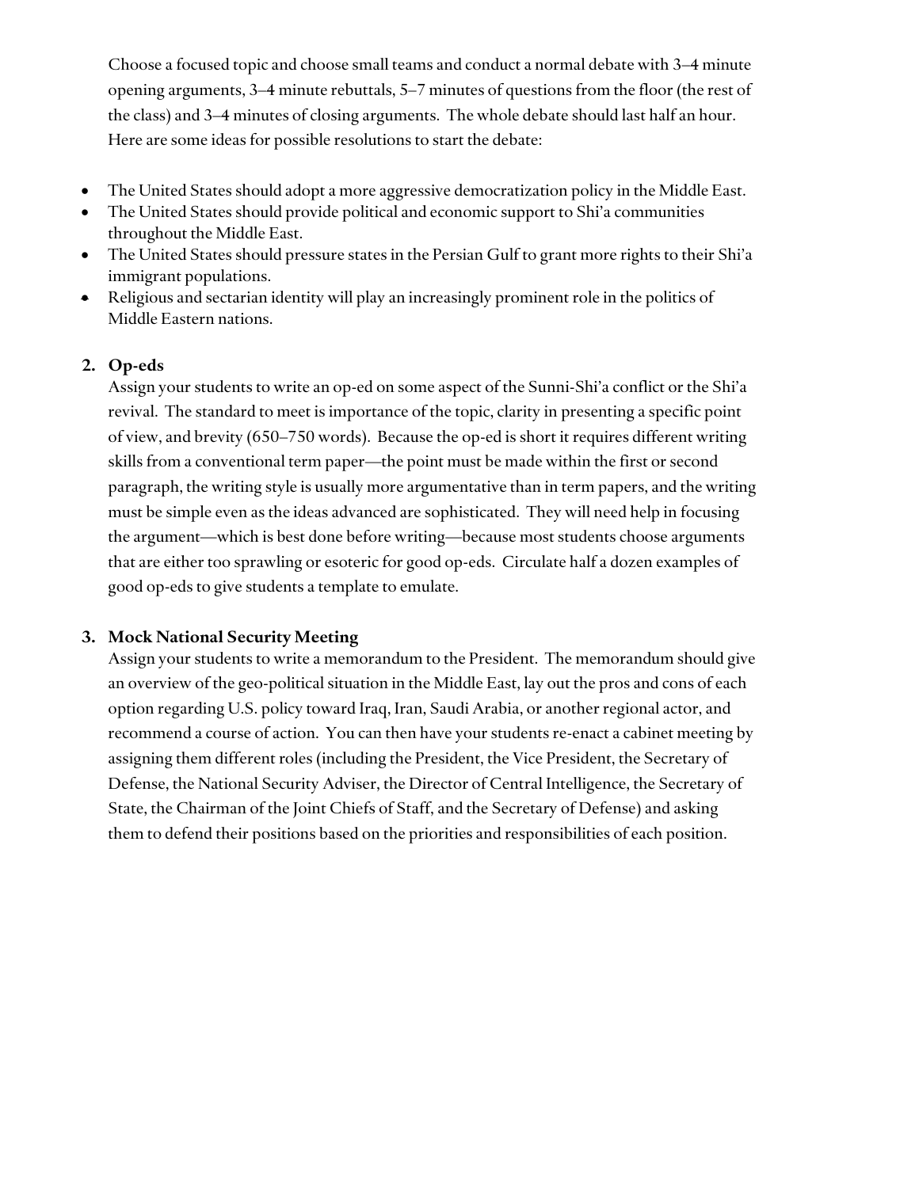Choose a focused topic and choose small teams and conduct a normal debate with 3–4 minute opening arguments, 3–4 minute rebuttals, 5–7 minutes of questions from the floor (the rest of the class) and 3–4 minutes of closing arguments. The whole debate should last half an hour. Here are some ideas for possible resolutions to start the debate:

- The United States should adopt a more aggressive democratization policy in the Middle East.
- The United States should provide political and economic support to Shi'a communities throughout the Middle East.
- The United States should pressure states in the Persian Gulf to grant more rights to their Shi'a immigrant populations.
- Religious and sectarian identity will play an increasingly prominent role in the politics of Middle Eastern nations.

2. **Op-eds**

   Assign your students to write an op-ed on some aspect of the Sunni-Shi'a conflict or the Shi'a revival. The standard to meet is importance of the topic, clarity in presenting a specific point of view, and brevity (650–750 words). Because the op-ed is short it requires different writing skills from a conventional term paper—the point must be made within the first or second paragraph, the writing style is usually more argumentative than in term papers, and the writing must be simple even as the ideas advanced are sophisticated. They will need help in focusing the argument—which is best done before writing—because most students choose arguments that are either too sprawling or esoteric for good op-eds. Circulate half a dozen examples of good op-eds to give students a template to emulate.

3. **Mock National Security Meeting**

   Assign your students to write a memorandum to the President. The memorandum should give an overview of the geo-political situation in the Middle East, lay out the pros and cons of each option regarding U.S. policy toward Iraq, Iran, Saudi Arabia, or another regional actor, and recommend a course of action. You can then have your students re-enact a cabinet meeting by assigning them different roles (including the President, the Vice President, the Secretary of Defense, the National Security Adviser, the Director of Central Intelligence, the Secretary of State, the Chairman of the Joint Chiefs of Staff, and the Secretary of Defense) and asking them to defend their positions based on the priorities and responsibilities of each position.